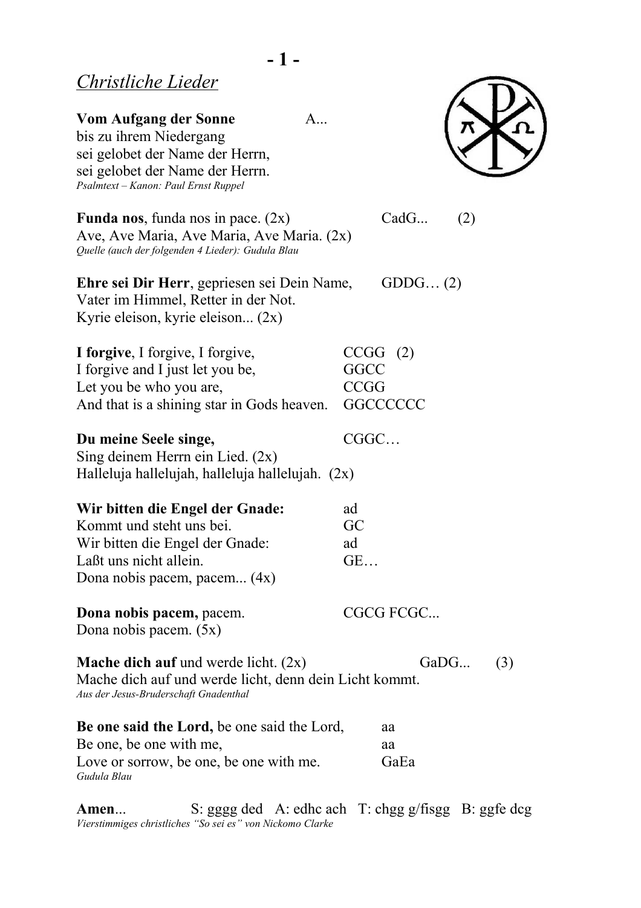## Christliche Lieder

**Vom Aufgang der Sonne** A...
bis zu ihrem Niedergang
sei gelobet der Name der Herrn,
sei gelobet der Name der Herrn.
*Psalmtext – Kanon: Paul Ernst Ruppel*

**Funda nos**, funda nos in pace. (2x) CadG... (2)
Ave, Ave Maria, Ave Maria, Ave Maria. (2x)
*Quelle (auch der folgenden 4 Lieder): Gudula Blau*

**Ehre sei Dir Herr**, gepriesen sei Dein Name, GDDG… (2)
Vater im Himmel, Retter in der Not.
Kyrie eleison, kyrie eleison... (2x)

**I forgive**, I forgive, I forgive, CCGG (2)
I forgive and I just let you be, GGCC
Let you be who you are, CCGG
And that is a shining star in Gods heaven. GGCCCCCC

**Du meine Seele singe,** CGGC…
Sing deinem Herrn ein Lied. (2x)
Halleluja hallelujah, halleluja hallelujah. (2x)

**Wir bitten die Engel der Gnade:** ad
Kommt und steht uns bei. GC
Wir bitten die Engel der Gnade: ad
Laßt uns nicht allein. GE…
Dona nobis pacem, pacem... (4x)

**Dona nobis pacem,** pacem. CGCG FCGC...
Dona nobis pacem. (5x)

**Mache dich auf** und werde licht. (2x) GaDG... (3)
Mache dich auf und werde licht, denn dein Licht kommt.
*Aus der Jesus-Bruderschaft Gnadenthal*

**Be one said the Lord,** be one said the Lord, aa
Be one, be one with me, aa
Love or sorrow, be one, be one with me. GaEa
*Gudula Blau*

**Amen**... S: gggg ded A: edhc ach T: chgg g/fisgg B: ggfe dcg
*Vierstimmiges christliches “So sei es” von Nickomo Clarke*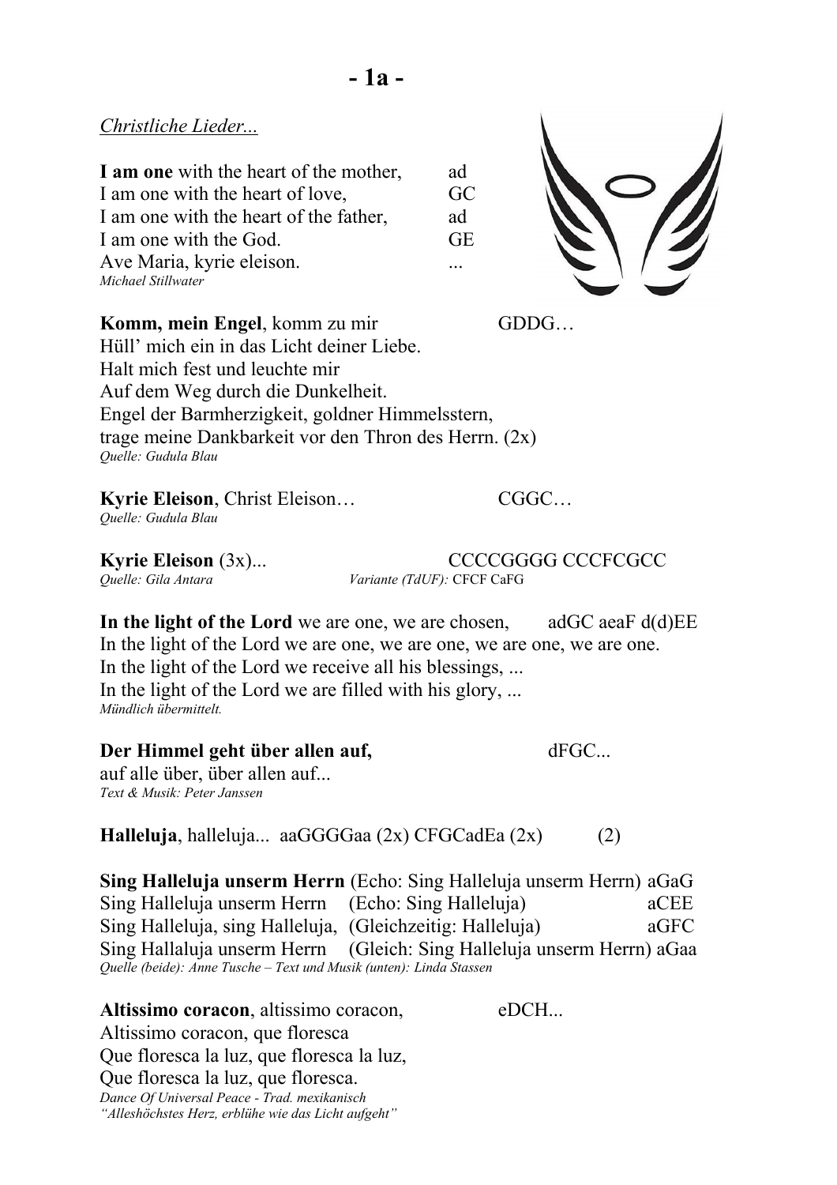*Christliche Lieder...*

**I am one** with the heart of the mother, ad
I am one with the heart of love, GC
I am one with the heart of the father, ad
I am one with the God. GE
Ave Maria, kyrie eleison. ...
*Michael Stillwater*

**Komm, mein Engel**, komm zu mir GDDG…
Hüll' mich ein in das Licht deiner Liebe.
Halt mich fest und leuchte mir
Auf dem Weg durch die Dunkelheit.
Engel der Barmherzigkeit, goldner Himmelsstern,
trage meine Dankbarkeit vor den Thron des Herrn. (2x)
*Quelle: Gudula Blau*

**Kyrie Eleison**, Christ Eleison… CGGC…
*Quelle: Gudula Blau*

**Kyrie Eleison** (3x)... CCCCGGGG CCCFCGCC
*Quelle: Gila Antara* *Variante (TdUF):* CFCF CaFG

**In the light of the Lord** we are one, we are chosen, adGC aeaF d(d)EE
In the light of the Lord we are one, we are one, we are one, we are one.
In the light of the Lord we receive all his blessings, ...
In the light of the Lord we are filled with his glory, ...
*Mündlich übermittelt.*

**Der Himmel geht über allen auf,** dFGC...
auf alle über, über allen auf...
*Text & Musik: Peter Janssen*

**Halleluja**, halleluja... aaGGGGaa (2x) CFGCadEa (2x) (2)

**Sing Halleluja unserm Herrn** (Echo: Sing Halleluja unserm Herrn) aGaG
Sing Halleluja unserm Herrn (Echo: Sing Halleluja) aCEE
Sing Halleluja, sing Halleluja, (Gleichzeitig: Halleluja) aGFC
Sing Hallaluja unserm Herrn (Gleich: Sing Halleluja unserm Herrn) aGaa
*Quelle (beide): Anne Tusche – Text und Musik (unten): Linda Stassen*

**Altissimo coracon**, altissimo coracon, eDCH...
Altissimo coracon, que floresca
Que floresca la luz, que floresca la luz,
Que floresca la luz, que floresca.
*Dance Of Universal Peace - Trad. mexikanisch*
*"Alleshöchstes Herz, erblühe wie das Licht aufgeht"*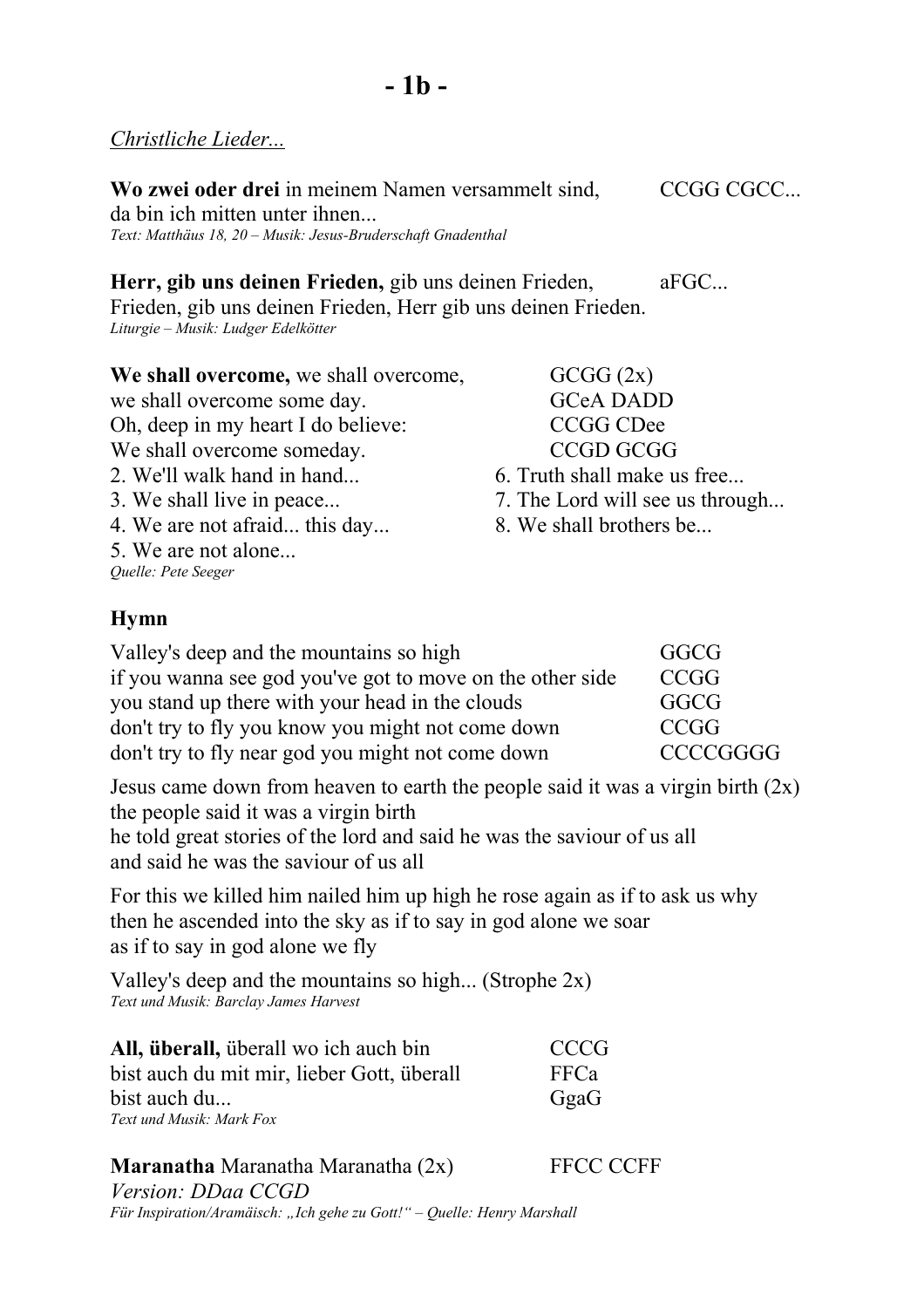*Christliche Lieder...*

**Wo zwei oder drei** in meinem Namen versammelt sind, CCGG CGCC...
da bin ich mitten unter ihnen...
*Text: Matthäus 18, 20 – Musik: Jesus-Bruderschaft Gnadenthal*

**Herr, gib uns deinen Frieden,** gib uns deinen Frieden, aFGC...
Frieden, gib uns deinen Frieden, Herr gib uns deinen Frieden.
*Liturgie – Musik: Ludger Edelkötter*

**We shall overcome,** we shall overcome, GCGG (2x)
we shall overcome some day. GCeA DADD
Oh, deep in my heart I do believe: CCGG CDee
We shall overcome someday. CCGD GCGG

2. We'll walk hand in hand...
3. We shall live in peace...
4. We are not afraid... this day...
5. We are not alone...
6. Truth shall make us free...
7. The Lord will see us through...
8. We shall brothers be...

*Quelle: Pete Seeger*

## Hymn

Valley's deep and the mountains so high GGCG
if you wanna see god you've got to move on the other side CCGG
you stand up there with your head in the clouds GGCG
don't try to fly you know you might not come down CCGG
don't try to fly near god you might not come down CCCCGGGG

Jesus came down from heaven to earth the people said it was a virgin birth (2x)
the people said it was a virgin birth
he told great stories of the lord and said he was the saviour of us all
and said he was the saviour of us all

For this we killed him nailed him up high he rose again as if to ask us why
then he ascended into the sky as if to say in god alone we soar
as if to say in god alone we fly

Valley's deep and the mountains so high... (Strophe 2x)
*Text und Musik: Barclay James Harvest*

**All, überall,** überall wo ich auch bin CCCG
bist auch du mit mir, lieber Gott, überall FFCa
bist auch du... GgaG
*Text und Musik: Mark Fox*

**Maranatha** Maranatha Maranatha (2x) FFCC CCFF
*Version: DDaa CCGD*
*Für Inspiration/Aramäisch: „Ich gehe zu Gott!" – Quelle: Henry Marshall*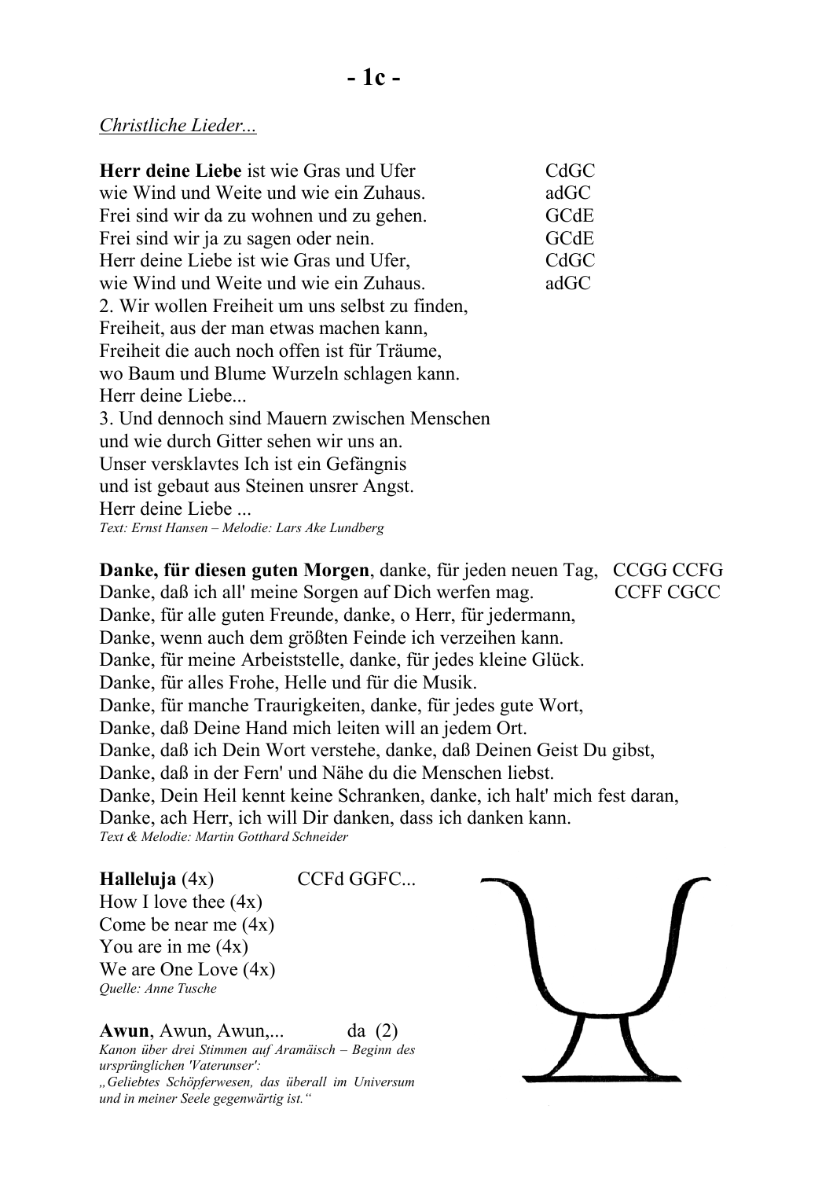# - 1c -

*Christliche Lieder...*

**Herr deine Liebe** ist wie Gras und Ufer CdGC
wie Wind und Weite und wie ein Zuhaus. adGC
Frei sind wir da zu wohnen und zu gehen. GCdE
Frei sind wir ja zu sagen oder nein. GCdE
Herr deine Liebe ist wie Gras und Ufer, CdGC
wie Wind und Weite und wie ein Zuhaus. adGC
2. Wir wollen Freiheit um uns selbst zu finden,
Freiheit, aus der man etwas machen kann,
Freiheit die auch noch offen ist für Träume,
wo Baum und Blume Wurzeln schlagen kann.
Herr deine Liebe...
3. Und dennoch sind Mauern zwischen Menschen
und wie durch Gitter sehen wir uns an.
Unser versklavtes Ich ist ein Gefängnis
und ist gebaut aus Steinen unsrer Angst.
Herr deine Liebe ...
*Text: Ernst Hansen – Melodie: Lars Ake Lundberg*

**Danke, für diesen guten Morgen**, danke, für jeden neuen Tag, CCGG CCFG
Danke, daß ich all' meine Sorgen auf Dich werfen mag. CCFF CGCC
Danke, für alle guten Freunde, danke, o Herr, für jedermann,
Danke, wenn auch dem größten Feinde ich verzeihen kann.
Danke, für meine Arbeitsstelle, danke, für jedes kleine Glück.
Danke, für alles Frohe, Helle und für die Musik.
Danke, für manche Traurigkeiten, danke, für jedes gute Wort,
Danke, daß Deine Hand mich leiten will an jedem Ort.
Danke, daß ich Dein Wort verstehe, danke, daß Deinen Geist Du gibst,
Danke, daß in der Fern' und Nähe du die Menschen liebst.
Danke, Dein Heil kennt keine Schranken, danke, ich halt' mich fest daran,
Danke, ach Herr, ich will Dir danken, dass ich danken kann.
*Text & Melodie: Martin Gotthard Schneider*

**Halleluja** (4x) CCFd GGFC...
How I love thee (4x)
Come be near me (4x)
You are in me (4x)
We are One Love (4x)
*Quelle: Anne Tusche*

**Awun**, Awun, Awun,... da (2)
*Kanon über drei Stimmen auf Aramäisch – Beginn des ursprünglichen 'Vaterunser':*
*„Geliebtes Schöpferwesen, das überall im Universum und in meiner Seele gegenwärtig ist."*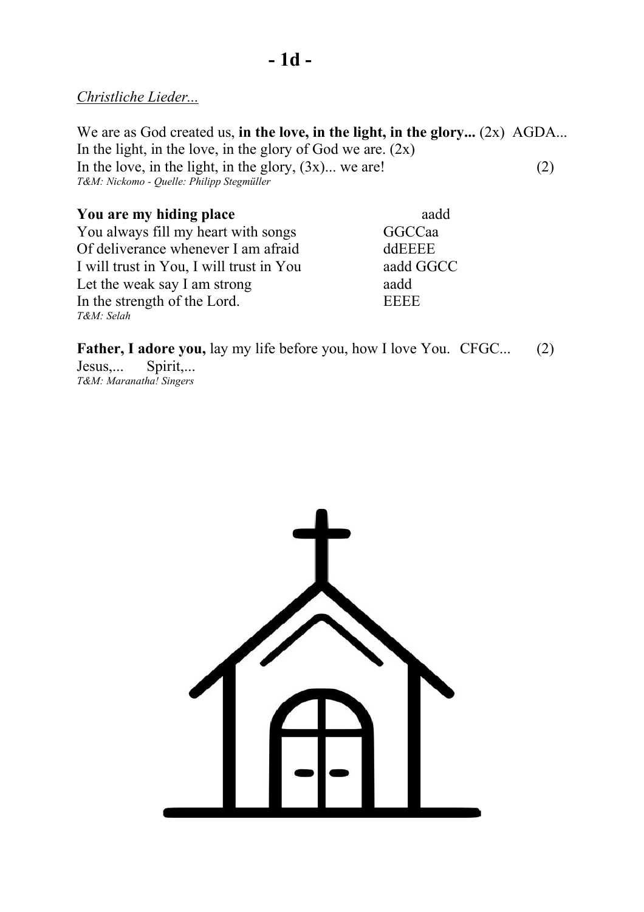# - 1d -

*Christliche Lieder...*

We are as God created us, **in the love, in the light, in the glory...** (2x)  AGDA...
In the light, in the love, in the glory of God we are. (2x)
In the love, in the light, in the glory, (3x)... we are!  (2)
*T&M: Nickomo - Quelle: Philipp Stegmüller*

| | |
|---|---|
| **You are my hiding place** | aadd |
| You always fill my heart with songs | GGCCaa |
| Of deliverance whenever I am afraid | ddEEEE |
| I will trust in You, I will trust in You | aadd GGCC |
| Let the weak say I am strong | aadd |
| In the strength of the Lord. | EEEE |

*T&M: Selah*

**Father, I adore you,** lay my life before you, how I love You.  CFGC...  (2)
Jesus,...  Spirit,...
*T&M: Maranatha! Singers*